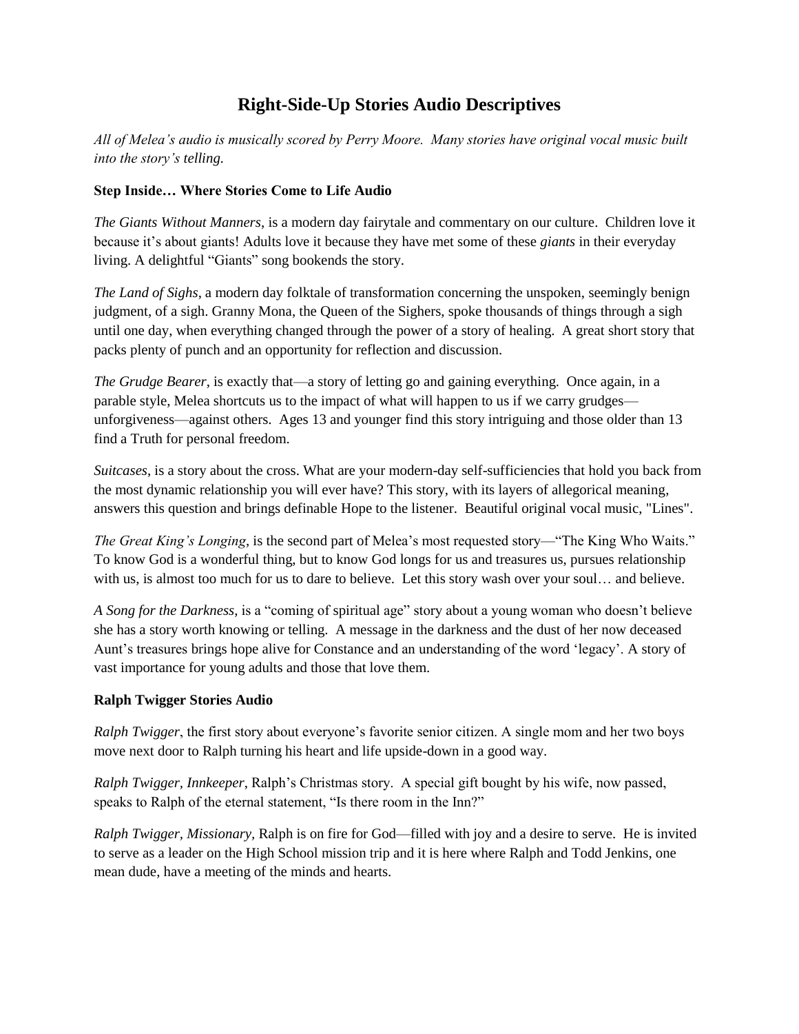# Right-Side-Up Stories Audio Descriptives

*All of Melea's audio is musically scored by Perry Moore. Many stories have original vocal music built into the story's telling.*

### Step Inside… Where Stories Come to Life Audio

*The Giants Without Manners*, is a modern day fairytale and commentary on our culture. Children love it because it's about giants! Adults love it because they have met some of these *giants* in their everyday living. A delightful "Giants" song bookends the story.

*The Land of Sighs*, a modern day folktale of transformation concerning the unspoken, seemingly benign judgment, of a sigh. Granny Mona, the Queen of the Sighers, spoke thousands of things through a sigh until one day, when everything changed through the power of a story of healing. A great short story that packs plenty of punch and an opportunity for reflection and discussion.

*The Grudge Bearer*, is exactly that—a story of letting go and gaining everything. Once again, in a parable style, Melea shortcuts us to the impact of what will happen to us if we carry grudges—unforgiveness—against others. Ages 13 and younger find this story intriguing and those older than 13 find a Truth for personal freedom.

*Suitcases*, is a story about the cross. What are your modern-day self-sufficiencies that hold you back from the most dynamic relationship you will ever have? This story, with its layers of allegorical meaning, answers this question and brings definable Hope to the listener. Beautiful original vocal music, "Lines".

*The Great King's Longing*, is the second part of Melea's most requested story—"The King Who Waits." To know God is a wonderful thing, but to know God longs for us and treasures us, pursues relationship with us, is almost too much for us to dare to believe. Let this story wash over your soul… and believe.

*A Song for the Darkness*, is a "coming of spiritual age" story about a young woman who doesn't believe she has a story worth knowing or telling. A message in the darkness and the dust of her now deceased Aunt's treasures brings hope alive for Constance and an understanding of the word 'legacy'. A story of vast importance for young adults and those that love them.

### Ralph Twigger Stories Audio

*Ralph Twigger*, the first story about everyone's favorite senior citizen. A single mom and her two boys move next door to Ralph turning his heart and life upside-down in a good way.

*Ralph Twigger, Innkeeper*, Ralph's Christmas story. A special gift bought by his wife, now passed, speaks to Ralph of the eternal statement, "Is there room in the Inn?"

*Ralph Twigger, Missionary,* Ralph is on fire for God—filled with joy and a desire to serve. He is invited to serve as a leader on the High School mission trip and it is here where Ralph and Todd Jenkins, one mean dude, have a meeting of the minds and hearts.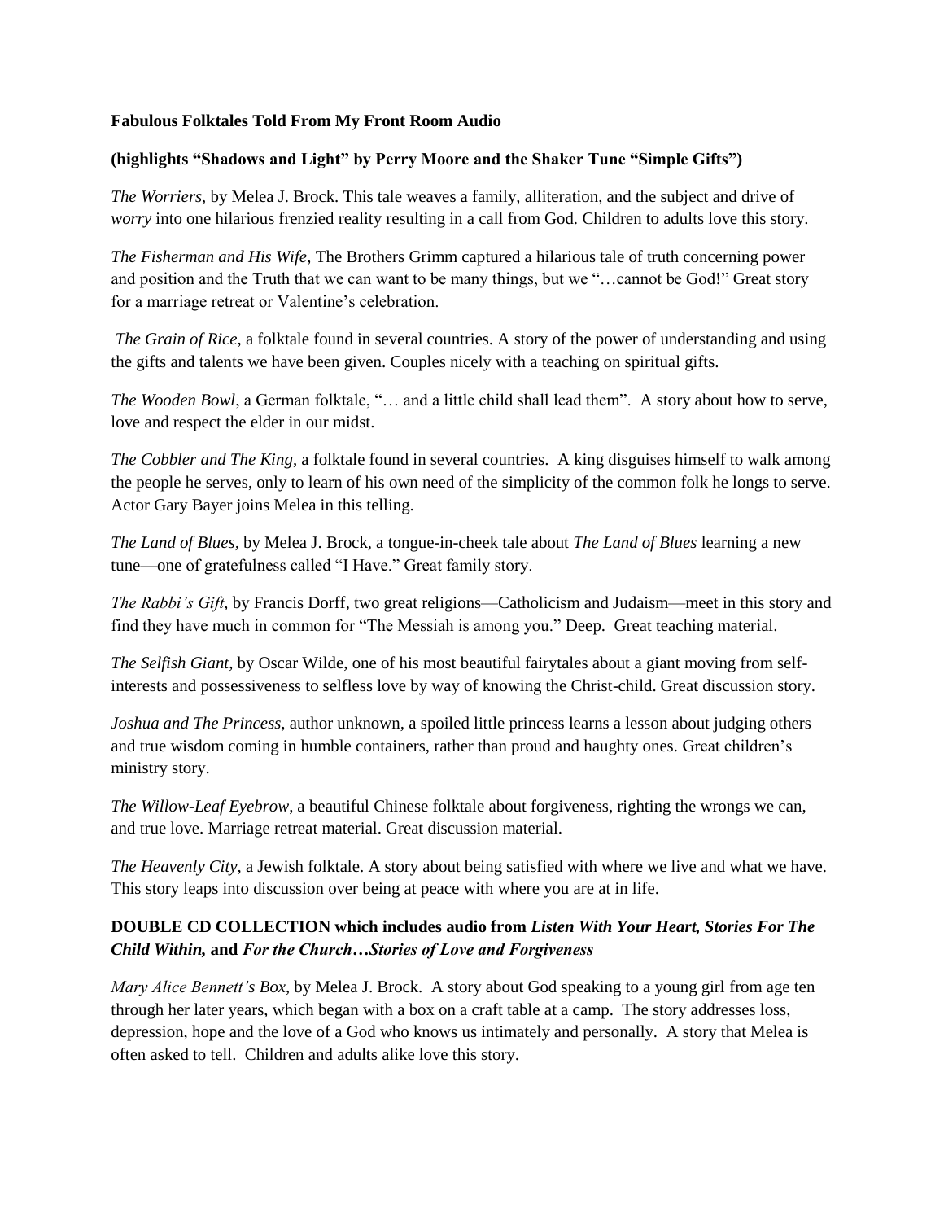**Fabulous Folktales Told From My Front Room Audio**

**(highlights "Shadows and Light" by Perry Moore and the Shaker Tune "Simple Gifts")**

*The Worriers*, by Melea J. Brock. This tale weaves a family, alliteration, and the subject and drive of *worry* into one hilarious frenzied reality resulting in a call from God. Children to adults love this story.

*The Fisherman and His Wife,* The Brothers Grimm captured a hilarious tale of truth concerning power and position and the Truth that we can want to be many things, but we "…cannot be God!" Great story for a marriage retreat or Valentine's celebration.

*The Grain of Rice*, a folktale found in several countries. A story of the power of understanding and using the gifts and talents we have been given. Couples nicely with a teaching on spiritual gifts.

*The Wooden Bowl*, a German folktale, "… and a little child shall lead them". A story about how to serve, love and respect the elder in our midst.

*The Cobbler and The King*, a folktale found in several countries. A king disguises himself to walk among the people he serves, only to learn of his own need of the simplicity of the common folk he longs to serve. Actor Gary Bayer joins Melea in this telling.

*The Land of Blues*, by Melea J. Brock, a tongue-in-cheek tale about *The Land of Blues* learning a new tune—one of gratefulness called "I Have." Great family story.

*The Rabbi's Gift*, by Francis Dorff, two great religions—Catholicism and Judaism—meet in this story and find they have much in common for "The Messiah is among you." Deep. Great teaching material.

*The Selfish Giant*, by Oscar Wilde, one of his most beautiful fairytales about a giant moving from self-interests and possessiveness to selfless love by way of knowing the Christ-child. Great discussion story.

*Joshua and The Princess*, author unknown, a spoiled little princess learns a lesson about judging others and true wisdom coming in humble containers, rather than proud and haughty ones. Great children's ministry story.

*The Willow-Leaf Eyebrow*, a beautiful Chinese folktale about forgiveness, righting the wrongs we can, and true love. Marriage retreat material. Great discussion material.

*The Heavenly City*, a Jewish folktale. A story about being satisfied with where we live and what we have. This story leaps into discussion over being at peace with where you are at in life.

**DOUBLE CD COLLECTION which includes audio from *Listen With Your Heart, Stories For The Child Within,* and *For the Church…Stories of Love and Forgiveness***

*Mary Alice Bennett's Box*, by Melea J. Brock. A story about God speaking to a young girl from age ten through her later years, which began with a box on a craft table at a camp. The story addresses loss, depression, hope and the love of a God who knows us intimately and personally. A story that Melea is often asked to tell. Children and adults alike love this story.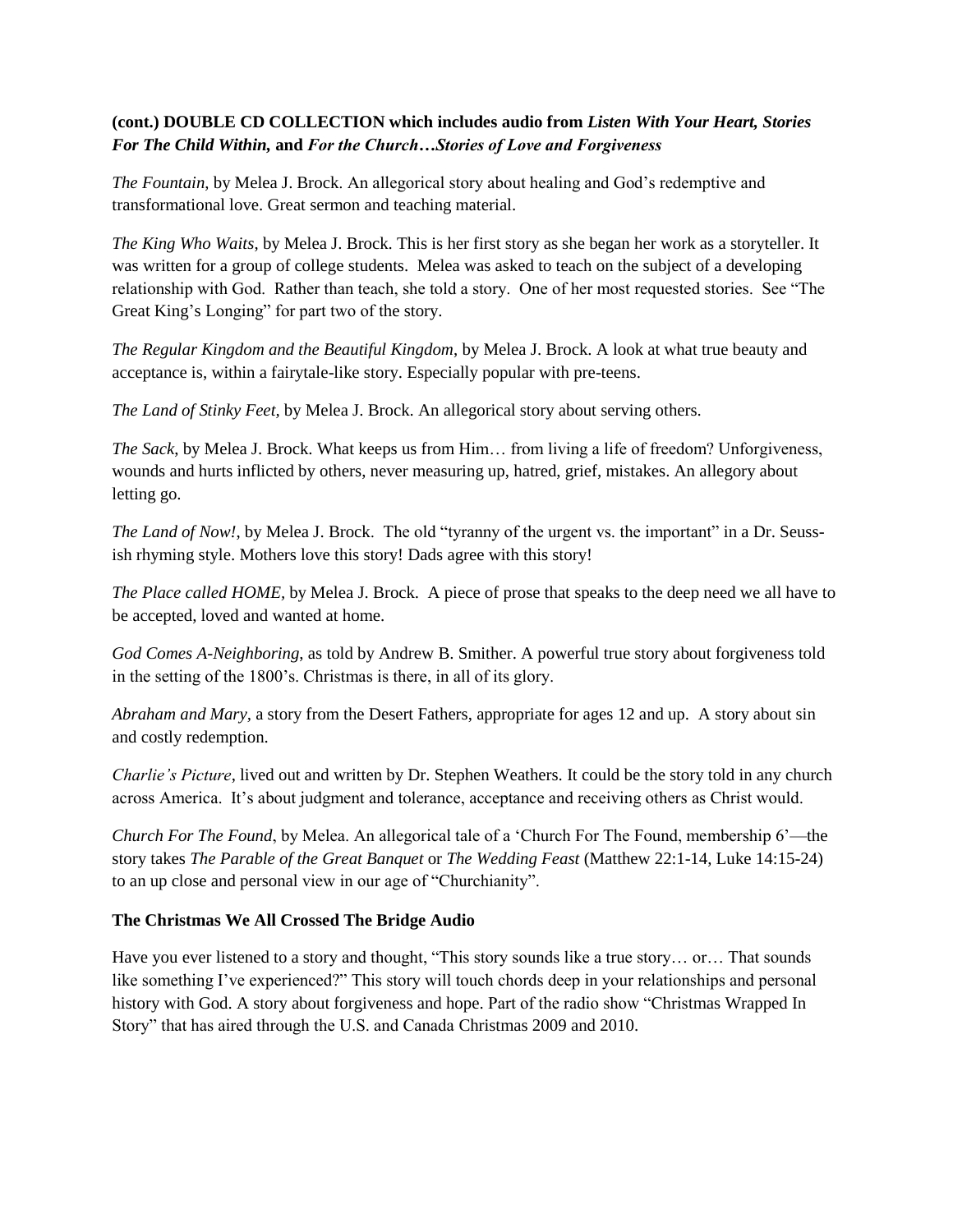**(cont.) DOUBLE CD COLLECTION which includes audio from *Listen With Your Heart, Stories For The Child Within,* and *For the Church…Stories of Love and Forgiveness***

*The Fountain*, by Melea J. Brock. An allegorical story about healing and God's redemptive and transformational love. Great sermon and teaching material.

*The King Who Waits*, by Melea J. Brock. This is her first story as she began her work as a storyteller. It was written for a group of college students. Melea was asked to teach on the subject of a developing relationship with God. Rather than teach, she told a story. One of her most requested stories. See "The Great King's Longing" for part two of the story.

*The Regular Kingdom and the Beautiful Kingdom*, by Melea J. Brock. A look at what true beauty and acceptance is, within a fairytale-like story. Especially popular with pre-teens.

*The Land of Stinky Feet*, by Melea J. Brock. An allegorical story about serving others.

*The Sack*, by Melea J. Brock. What keeps us from Him… from living a life of freedom? Unforgiveness, wounds and hurts inflicted by others, never measuring up, hatred, grief, mistakes. An allegory about letting go.

*The Land of Now!*, by Melea J. Brock. The old "tyranny of the urgent vs. the important" in a Dr. Seuss-ish rhyming style. Mothers love this story! Dads agree with this story!

*The Place called HOME,* by Melea J. Brock. A piece of prose that speaks to the deep need we all have to be accepted, loved and wanted at home.

*God Comes A-Neighboring*, as told by Andrew B. Smither. A powerful true story about forgiveness told in the setting of the 1800's. Christmas is there, in all of its glory.

*Abraham and Mary,* a story from the Desert Fathers, appropriate for ages 12 and up. A story about sin and costly redemption.

*Charlie's Picture*, lived out and written by Dr. Stephen Weathers. It could be the story told in any church across America. It's about judgment and tolerance, acceptance and receiving others as Christ would.

*Church For The Found*, by Melea. An allegorical tale of a 'Church For The Found, membership 6'—the story takes *The Parable of the Great Banquet* or *The Wedding Feast* (Matthew 22:1-14, Luke 14:15-24) to an up close and personal view in our age of "Churchianity".

**The Christmas We All Crossed The Bridge Audio**

Have you ever listened to a story and thought, "This story sounds like a true story… or… That sounds like something I've experienced?" This story will touch chords deep in your relationships and personal history with God. A story about forgiveness and hope. Part of the radio show "Christmas Wrapped In Story" that has aired through the U.S. and Canada Christmas 2009 and 2010.